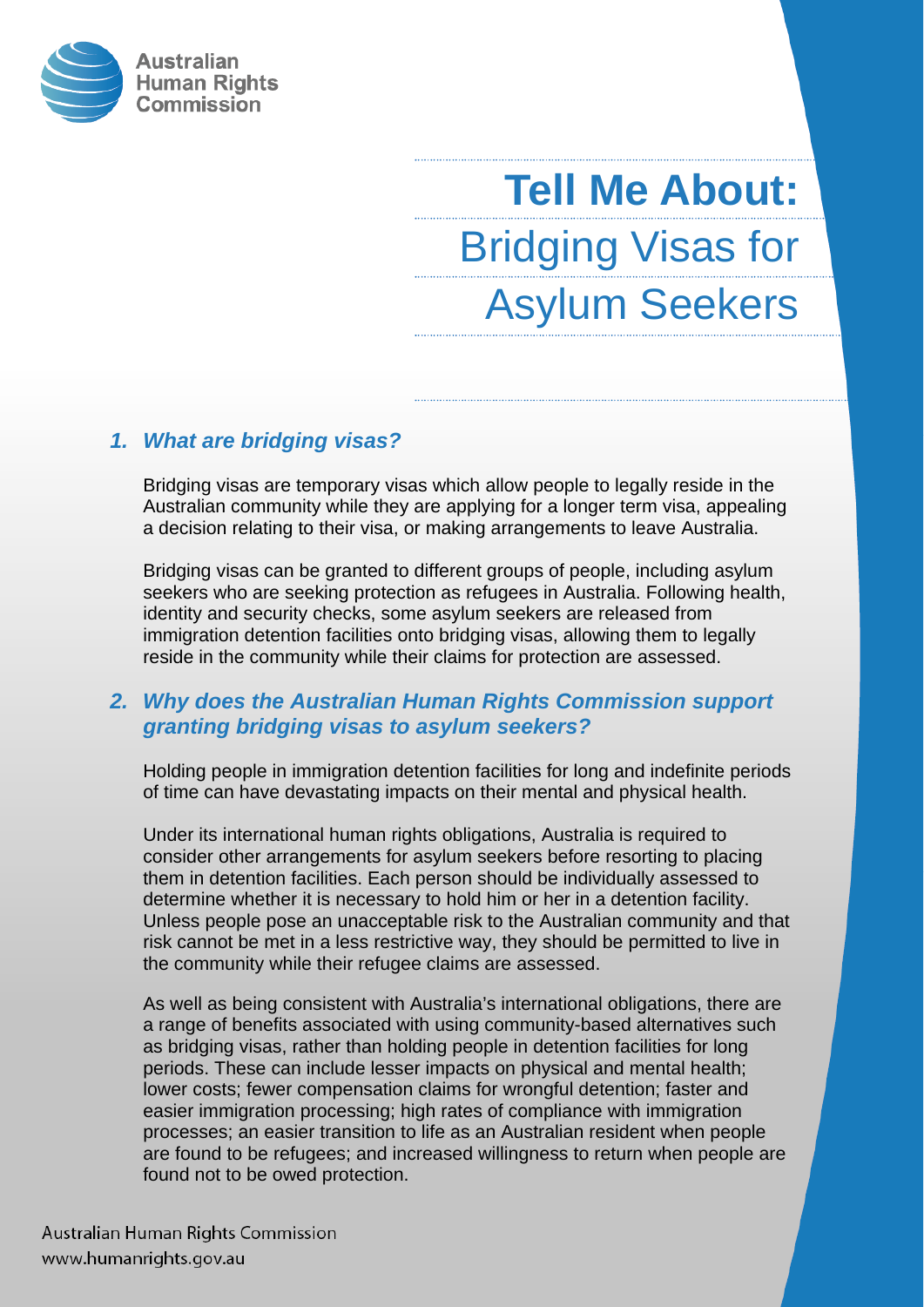Australian Human Rights Commission

# Tell Me About: Bridging Visas for Asylum Seekers

## *1. What are bridging visas?*

Bridging visas are temporary visas which allow people to legally reside in the Australian community while they are applying for a longer term visa, appealing a decision relating to their visa, or making arrangements to leave Australia.

Bridging visas can be granted to different groups of people, including asylum seekers who are seeking protection as refugees in Australia. Following health, identity and security checks, some asylum seekers are released from immigration detention facilities onto bridging visas, allowing them to legally reside in the community while their claims for protection are assessed.

## *2. Why does the Australian Human Rights Commission support granting bridging visas to asylum seekers?*

Holding people in immigration detention facilities for long and indefinite periods of time can have devastating impacts on their mental and physical health.

Under its international human rights obligations, Australia is required to consider other arrangements for asylum seekers before resorting to placing them in detention facilities. Each person should be individually assessed to determine whether it is necessary to hold him or her in a detention facility. Unless people pose an unacceptable risk to the Australian community and that risk cannot be met in a less restrictive way, they should be permitted to live in the community while their refugee claims are assessed.

As well as being consistent with Australia's international obligations, there are a range of benefits associated with using community-based alternatives such as bridging visas, rather than holding people in detention facilities for long periods. These can include lesser impacts on physical and mental health; lower costs; fewer compensation claims for wrongful detention; faster and easier immigration processing; high rates of compliance with immigration processes; an easier transition to life as an Australian resident when people are found to be refugees; and increased willingness to return when people are found not to be owed protection.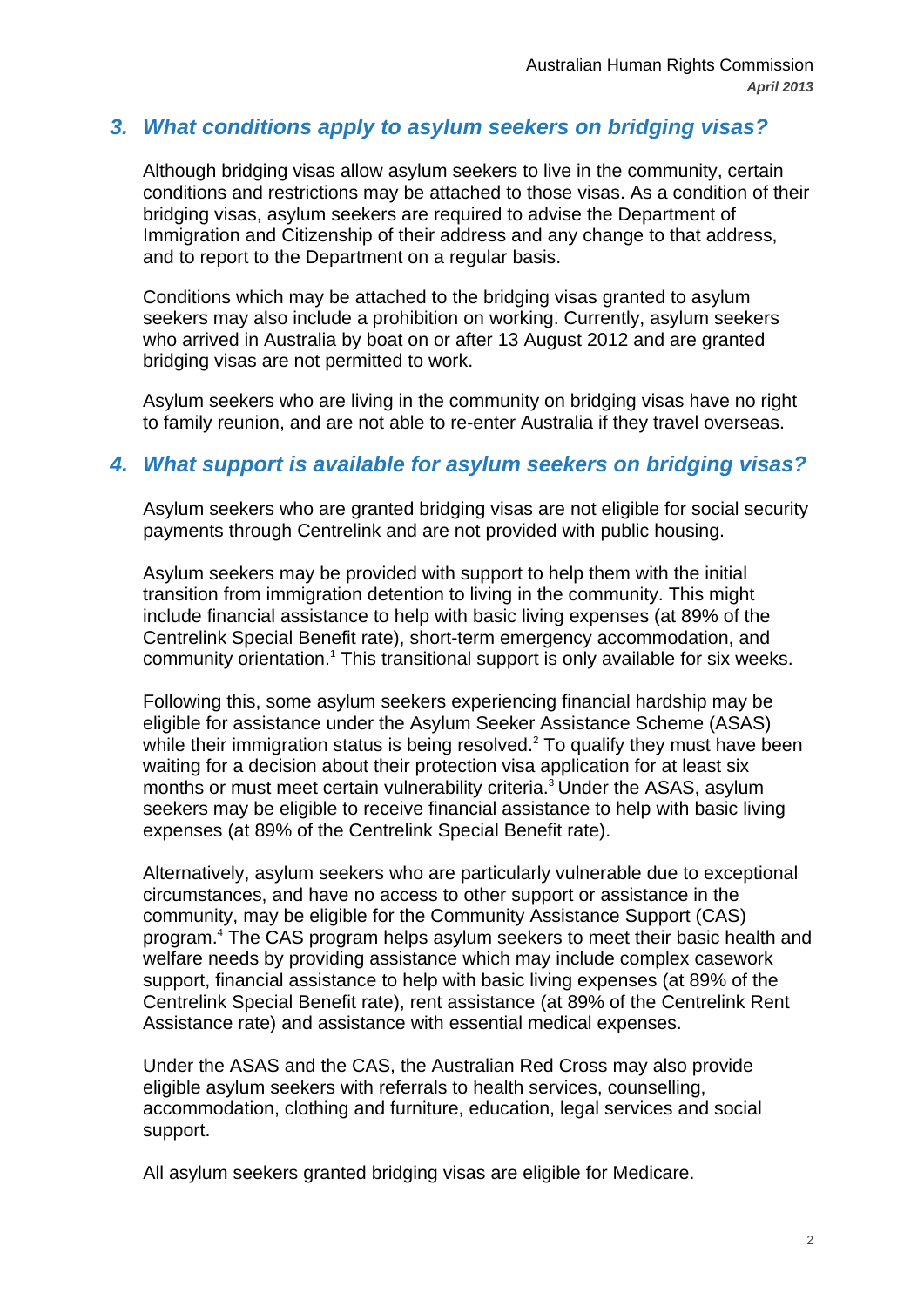## *3. What conditions apply to asylum seekers on bridging visas?*

Although bridging visas allow asylum seekers to live in the community, certain conditions and restrictions may be attached to those visas. As a condition of their bridging visas, asylum seekers are required to advise the Department of Immigration and Citizenship of their address and any change to that address, and to report to the Department on a regular basis.

Conditions which may be attached to the bridging visas granted to asylum seekers may also include a prohibition on working. Currently, asylum seekers who arrived in Australia by boat on or after 13 August 2012 and are granted bridging visas are not permitted to work.

Asylum seekers who are living in the community on bridging visas have no right to family reunion, and are not able to re-enter Australia if they travel overseas.

## *4. What support is available for asylum seekers on bridging visas?*

Asylum seekers who are granted bridging visas are not eligible for social security payments through Centrelink and are not provided with public housing.

Asylum seekers may be provided with support to help them with the initial transition from immigration detention to living in the community. This might include financial assistance to help with basic living expenses (at 89% of the Centrelink Special Benefit rate), short-term emergency accommodation, and community orientation.[1] This transitional support is only available for six weeks.

Following this, some asylum seekers experiencing financial hardship may be eligible for assistance under the Asylum Seeker Assistance Scheme (ASAS) while their immigration status is being resolved.[2] To qualify they must have been waiting for a decision about their protection visa application for at least six months or must meet certain vulnerability criteria.[3] Under the ASAS, asylum seekers may be eligible to receive financial assistance to help with basic living expenses (at 89% of the Centrelink Special Benefit rate).

Alternatively, asylum seekers who are particularly vulnerable due to exceptional circumstances, and have no access to other support or assistance in the community, may be eligible for the Community Assistance Support (CAS) program.[4] The CAS program helps asylum seekers to meet their basic health and welfare needs by providing assistance which may include complex casework support, financial assistance to help with basic living expenses (at 89% of the Centrelink Special Benefit rate), rent assistance (at 89% of the Centrelink Rent Assistance rate) and assistance with essential medical expenses.

Under the ASAS and the CAS, the Australian Red Cross may also provide eligible asylum seekers with referrals to health services, counselling, accommodation, clothing and furniture, education, legal services and social support.

All asylum seekers granted bridging visas are eligible for Medicare.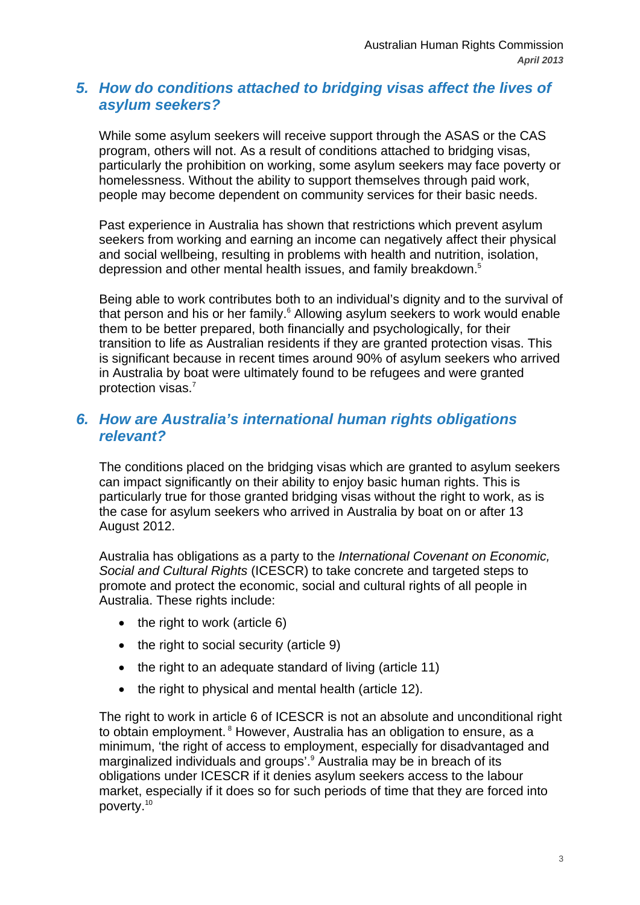## *5. How do conditions attached to bridging visas affect the lives of asylum seekers?*

While some asylum seekers will receive support through the ASAS or the CAS program, others will not. As a result of conditions attached to bridging visas, particularly the prohibition on working, some asylum seekers may face poverty or homelessness. Without the ability to support themselves through paid work, people may become dependent on community services for their basic needs.

Past experience in Australia has shown that restrictions which prevent asylum seekers from working and earning an income can negatively affect their physical and social wellbeing, resulting in problems with health and nutrition, isolation, depression and other mental health issues, and family breakdown.[5]

Being able to work contributes both to an individual's dignity and to the survival of that person and his or her family.[6] Allowing asylum seekers to work would enable them to be better prepared, both financially and psychologically, for their transition to life as Australian residents if they are granted protection visas. This is significant because in recent times around 90% of asylum seekers who arrived in Australia by boat were ultimately found to be refugees and were granted protection visas.[7]

## *6. How are Australia's international human rights obligations relevant?*

The conditions placed on the bridging visas which are granted to asylum seekers can impact significantly on their ability to enjoy basic human rights. This is particularly true for those granted bridging visas without the right to work, as is the case for asylum seekers who arrived in Australia by boat on or after 13 August 2012.

Australia has obligations as a party to the *International Covenant on Economic, Social and Cultural Rights* (ICESCR) to take concrete and targeted steps to promote and protect the economic, social and cultural rights of all people in Australia. These rights include:

- the right to work (article 6)
- the right to social security (article 9)
- the right to an adequate standard of living (article 11)
- the right to physical and mental health (article 12).

The right to work in article 6 of ICESCR is not an absolute and unconditional right to obtain employment.[8] However, Australia has an obligation to ensure, as a minimum, 'the right of access to employment, especially for disadvantaged and marginalized individuals and groups'.[9] Australia may be in breach of its obligations under ICESCR if it denies asylum seekers access to the labour market, especially if it does so for such periods of time that they are forced into poverty.[10]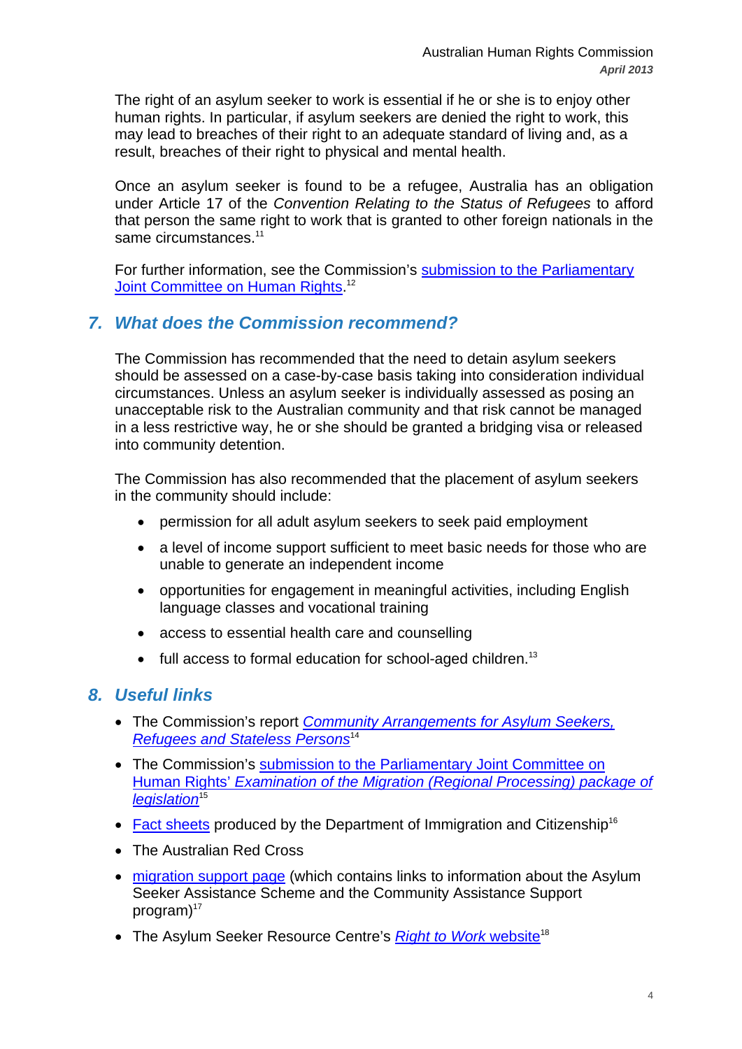The right of an asylum seeker to work is essential if he or she is to enjoy other human rights. In particular, if asylum seekers are denied the right to work, this may lead to breaches of their right to an adequate standard of living and, as a result, breaches of their right to physical and mental health.

Once an asylum seeker is found to be a refugee, Australia has an obligation under Article 17 of the *Convention Relating to the Status of Refugees* to afford that person the same right to work that is granted to other foreign nationals in the same circumstances.[11]

For further information, see the Commission's submission to the Parliamentary Joint Committee on Human Rights.[12]

## 7. What does the Commission recommend?

The Commission has recommended that the need to detain asylum seekers should be assessed on a case-by-case basis taking into consideration individual circumstances. Unless an asylum seeker is individually assessed as posing an unacceptable risk to the Australian community and that risk cannot be managed in a less restrictive way, he or she should be granted a bridging visa or released into community detention.

The Commission has also recommended that the placement of asylum seekers in the community should include:

- permission for all adult asylum seekers to seek paid employment
- a level of income support sufficient to meet basic needs for those who are unable to generate an independent income
- opportunities for engagement in meaningful activities, including English language classes and vocational training
- access to essential health care and counselling
- full access to formal education for school-aged children.[13]

## 8. Useful links

- The Commission's report *Community Arrangements for Asylum Seekers, Refugees and Stateless Persons*[14]
- The Commission submission to the Parliamentary Joint Committee on Human Rights' *Examination of the Migration (Regional Processing) package of legislation*[15]
- Fact sheets produced by the Department of Immigration and Citizenship[16]
- The Australian Red Cross
- migration support page (which contains links to information about the Asylum Seeker Assistance Scheme and the Community Assistance Support program)[17]
- The Asylum Seeker Resource Centre's *Right to Work* website[18]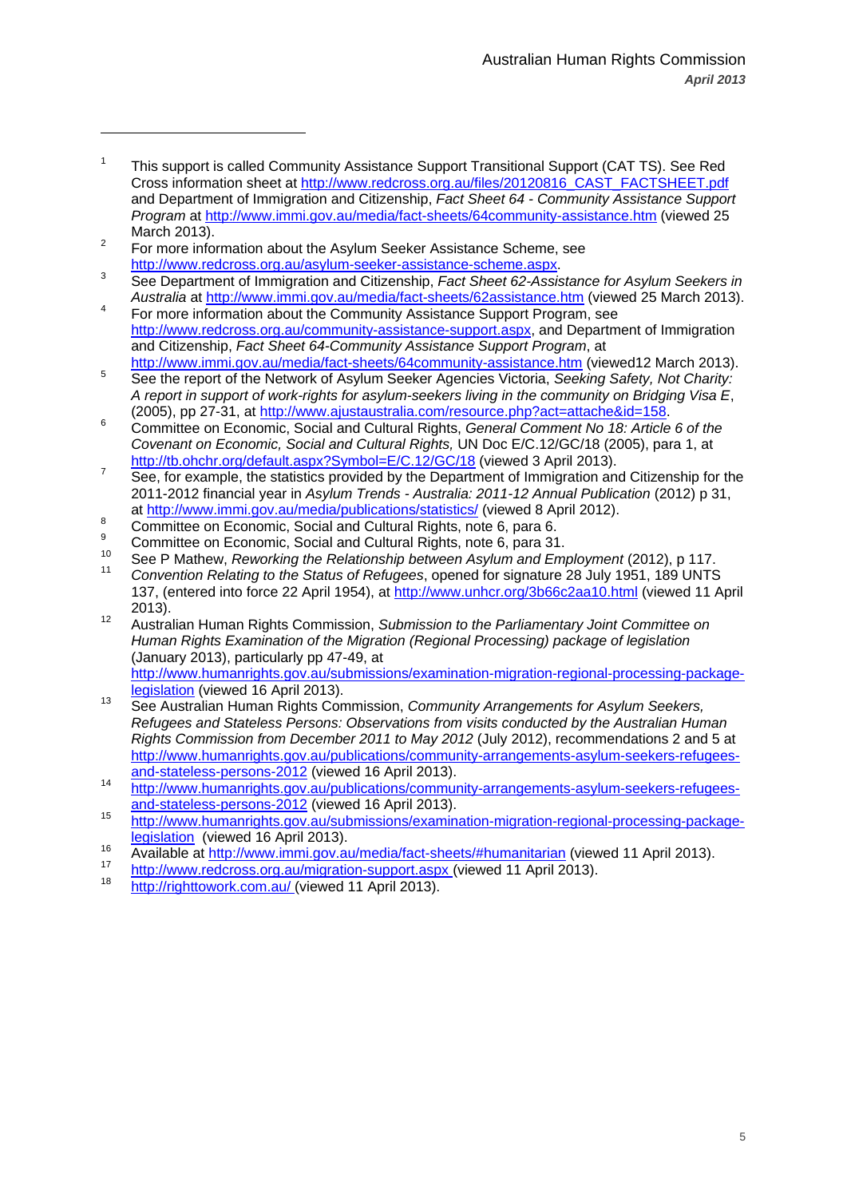[1] This support is called Community Assistance Support Transitional Support (CAT TS). See Red Cross information sheet at http://www.redcross.org.au/files/20120816_CAST_FACTSHEET.pdf and Department of Immigration and Citizenship, *Fact Sheet 64 - Community Assistance Support Program* at http://www.immi.gov.au/media/fact-sheets/64community-assistance.htm (viewed 25 March 2013).

[2] For more information about the Asylum Seeker Assistance Scheme, see http://www.redcross.org.au/asylum-seeker-assistance-scheme.aspx.

[3] See Department of Immigration and Citizenship, *Fact Sheet 62-Assistance for Asylum Seekers in Australia* at http://www.immi.gov.au/media/fact-sheets/62assistance.htm (viewed 25 March 2013).

[4] For more information about the Community Assistance Support Program, see http://www.redcross.org.au/community-assistance-support.aspx, and Department of Immigration and Citizenship, *Fact Sheet 64-Community Assistance Support Program*, at http://www.immi.gov.au/media/fact-sheets/64community-assistance.htm (viewed12 March 2013).

[5] See the report of the Network of Asylum Seeker Agencies Victoria, *Seeking Safety, Not Charity: A report in support of work-rights for asylum-seekers living in the community on Bridging Visa E*, (2005), pp 27-31, at http://www.ajustaustralia.com/resource.php?act=attache&id=158.

[6] Committee on Economic, Social and Cultural Rights, *General Comment No 18: Article 6 of the Covenant on Economic, Social and Cultural Rights,* UN Doc E/C.12/GC/18 (2005), para 1, at http://tb.ohchr.org/default.aspx?Symbol=E/C.12/GC/18 (viewed 3 April 2013).

[7] See, for example, the statistics provided by the Department of Immigration and Citizenship for the 2011-2012 financial year in *Asylum Trends - Australia: 2011-12 Annual Publication* (2012) p 31, at http://www.immi.gov.au/media/publications/statistics/ (viewed 8 April 2012).

[8] Committee on Economic, Social and Cultural Rights, note 6, para 6.

[9] Committee on Economic, Social and Cultural Rights, note 6, para 31.

[10] See P Mathew, *Reworking the Relationship between Asylum and Employment* (2012), p 117.

[11] *Convention Relating to the Status of Refugees*, opened for signature 28 July 1951, 189 UNTS 137, (entered into force 22 April 1954), at http://www.unhcr.org/3b66c2aa10.html (viewed 11 April 2013).

[12] Australian Human Rights Commission, *Submission to the Parliamentary Joint Committee on Human Rights Examination of the Migration (Regional Processing) package of legislation* (January 2013), particularly pp 47-49, at http://www.humanrights.gov.au/submissions/examination-migration-regional-processing-package-legislation (viewed 16 April 2013).

[13] See Australian Human Rights Commission, *Community Arrangements for Asylum Seekers, Refugees and Stateless Persons: Observations from visits conducted by the Australian Human Rights Commission from December 2011 to May 2012* (July 2012), recommendations 2 and 5 at http://www.humanrights.gov.au/publications/community-arrangements-asylum-seekers-refugees-and-stateless-persons-2012 (viewed 16 April 2013).

[14] http://www.humanrights.gov.au/publications/community-arrangements-asylum-seekers-refugees-and-stateless-persons-2012 (viewed 16 April 2013).

[15] http://www.humanrights.gov.au/submissions/examination-migration-regional-processing-package-legislation (viewed 16 April 2013).

[16] Available at http://www.immi.gov.au/media/fact-sheets/#humanitarian (viewed 11 April 2013).

[17] http://www.redcross.org.au/migration-support.aspx (viewed 11 April 2013).

[18] http://righttowork.com.au/ (viewed 11 April 2013).